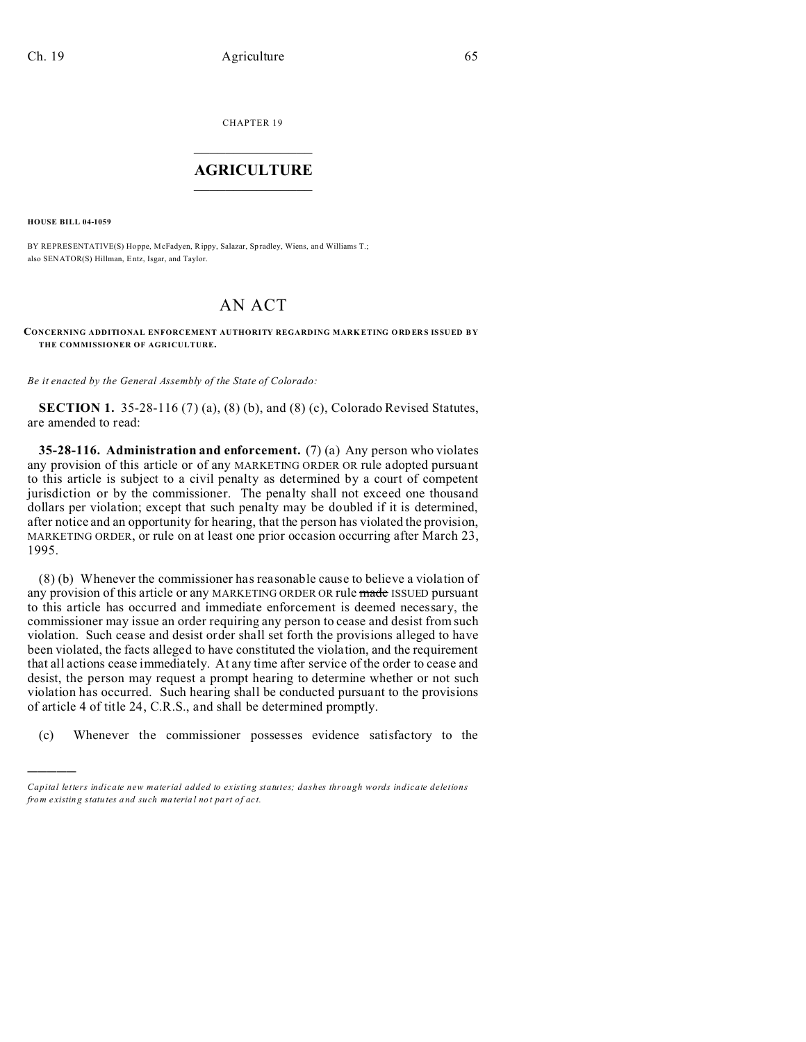CHAPTER 19

# AGRICULTURE

**HOUSE BILL 04-1059**

BY REPRESENTATIVE(S) Hoppe, McFadyen, Rippy, Salazar, Spradley, Wiens, and Williams T.;
also SENATOR(S) Hillman, Entz, Isgar, and Taylor.

## AN ACT

**CONCERNING ADDITIONAL ENFORCEMENT AUTHORITY REGARDING MARKETING ORDERS ISSUED BY THE COMMISSIONER OF AGRICULTURE.**

*Be it enacted by the General Assembly of the State of Colorado:*

**SECTION 1.** 35-28-116 (7) (a), (8) (b), and (8) (c), Colorado Revised Statutes, are amended to read:

**35-28-116. Administration and enforcement.** (7) (a) Any person who violates any provision of this article or of any MARKETING ORDER OR rule adopted pursuant to this article is subject to a civil penalty as determined by a court of competent jurisdiction or by the commissioner. The penalty shall not exceed one thousand dollars per violation; except that such penalty may be doubled if it is determined, after notice and an opportunity for hearing, that the person has violated the provision, MARKETING ORDER, or rule on at least one prior occasion occurring after March 23, 1995.

(8) (b) Whenever the commissioner has reasonable cause to believe a violation of any provision of this article or any MARKETING ORDER OR rule ~~made~~ ISSUED pursuant to this article has occurred and immediate enforcement is deemed necessary, the commissioner may issue an order requiring any person to cease and desist from such violation. Such cease and desist order shall set forth the provisions alleged to have been violated, the facts alleged to have constituted the violation, and the requirement that all actions cease immediately. At any time after service of the order to cease and desist, the person may request a prompt hearing to determine whether or not such violation has occurred. Such hearing shall be conducted pursuant to the provisions of article 4 of title 24, C.R.S., and shall be determined promptly.

(c) Whenever the commissioner possesses evidence satisfactory to the

---

*Capital letters indicate new material added to existing statutes; dashes through words indicate deletions from existing statutes and such material not part of act.*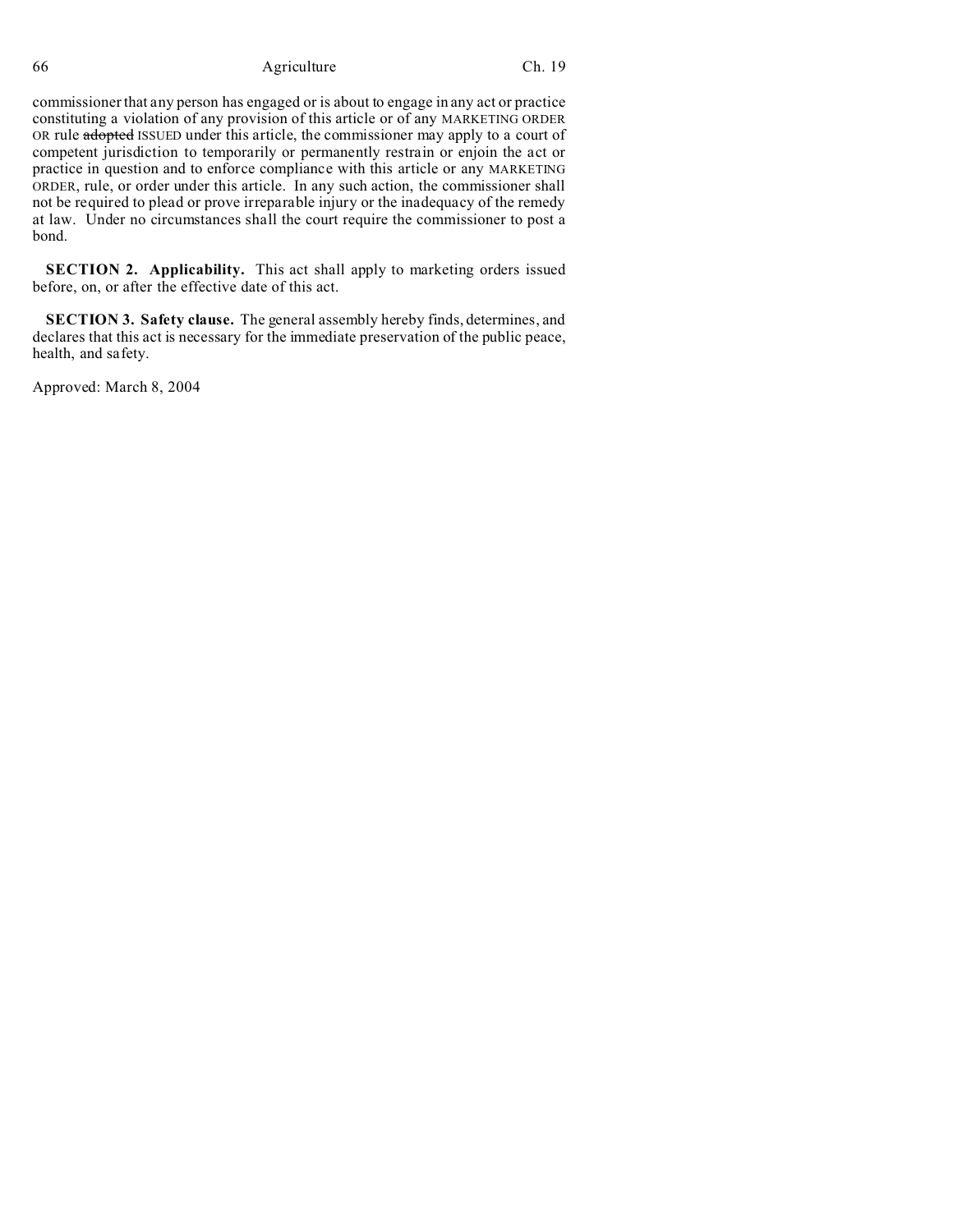commissioner that any person has engaged or is about to engage in any act or practice constituting a violation of any provision of this article or of any MARKETING ORDER OR rule ~~adopted~~ ISSUED under this article, the commissioner may apply to a court of competent jurisdiction to temporarily or permanently restrain or enjoin the act or practice in question and to enforce compliance with this article or any MARKETING ORDER, rule, or order under this article. In any such action, the commissioner shall not be required to plead or prove irreparable injury or the inadequacy of the remedy at law. Under no circumstances shall the court require the commissioner to post a bond.

**SECTION 2. Applicability.** This act shall apply to marketing orders issued before, on, or after the effective date of this act.

**SECTION 3. Safety clause.** The general assembly hereby finds, determines, and declares that this act is necessary for the immediate preservation of the public peace, health, and safety.

Approved: March 8, 2004